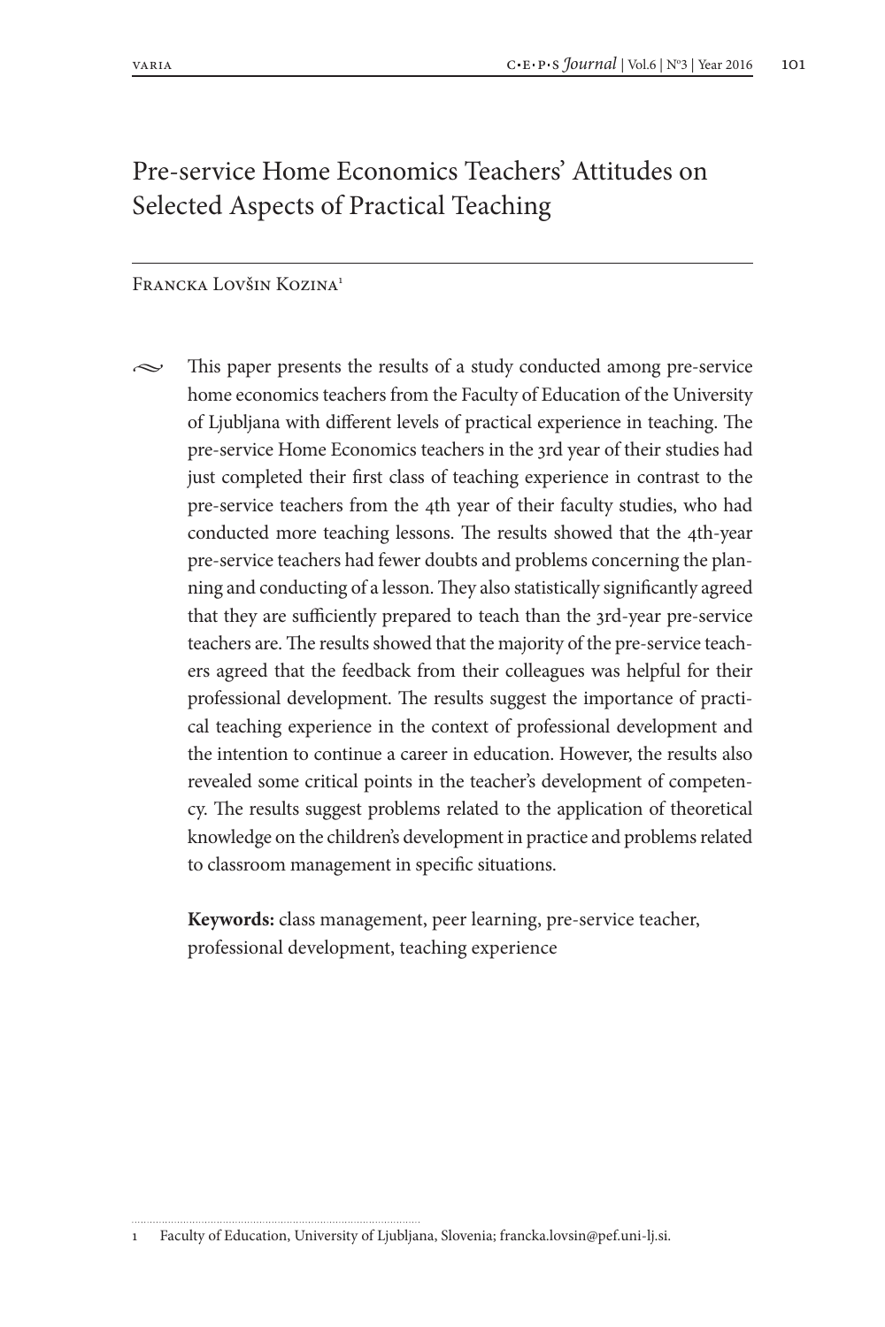# Pre-service Home Economics Teachers' Attitudes on Selected Aspects of Practical Teaching

Francka Lovšin Kozina[1]

This paper presents the results of a study conducted among pre-service home economics teachers from the Faculty of Education of the University of Ljubljana with different levels of practical experience in teaching. The pre-service Home Economics teachers in the 3rd year of their studies had just completed their first class of teaching experience in contrast to the pre-service teachers from the 4th year of their faculty studies, who had conducted more teaching lessons. The results showed that the 4th-year pre-service teachers had fewer doubts and problems concerning the planning and conducting of a lesson. They also statistically significantly agreed that they are sufficiently prepared to teach than the 3rd-year pre-service teachers are. The results showed that the majority of the pre-service teachers agreed that the feedback from their colleagues was helpful for their professional development. The results suggest the importance of practical teaching experience in the context of professional development and the intention to continue a career in education. However, the results also revealed some critical points in the teacher's development of competency. The results suggest problems related to the application of theoretical knowledge on the children's development in practice and problems related to classroom management in specific situations.

**Keywords:** class management, peer learning, pre-service teacher, professional development, teaching experience

[1] Faculty of Education, University of Ljubljana, Slovenia; francka.lovsin@pef.uni-lj.si.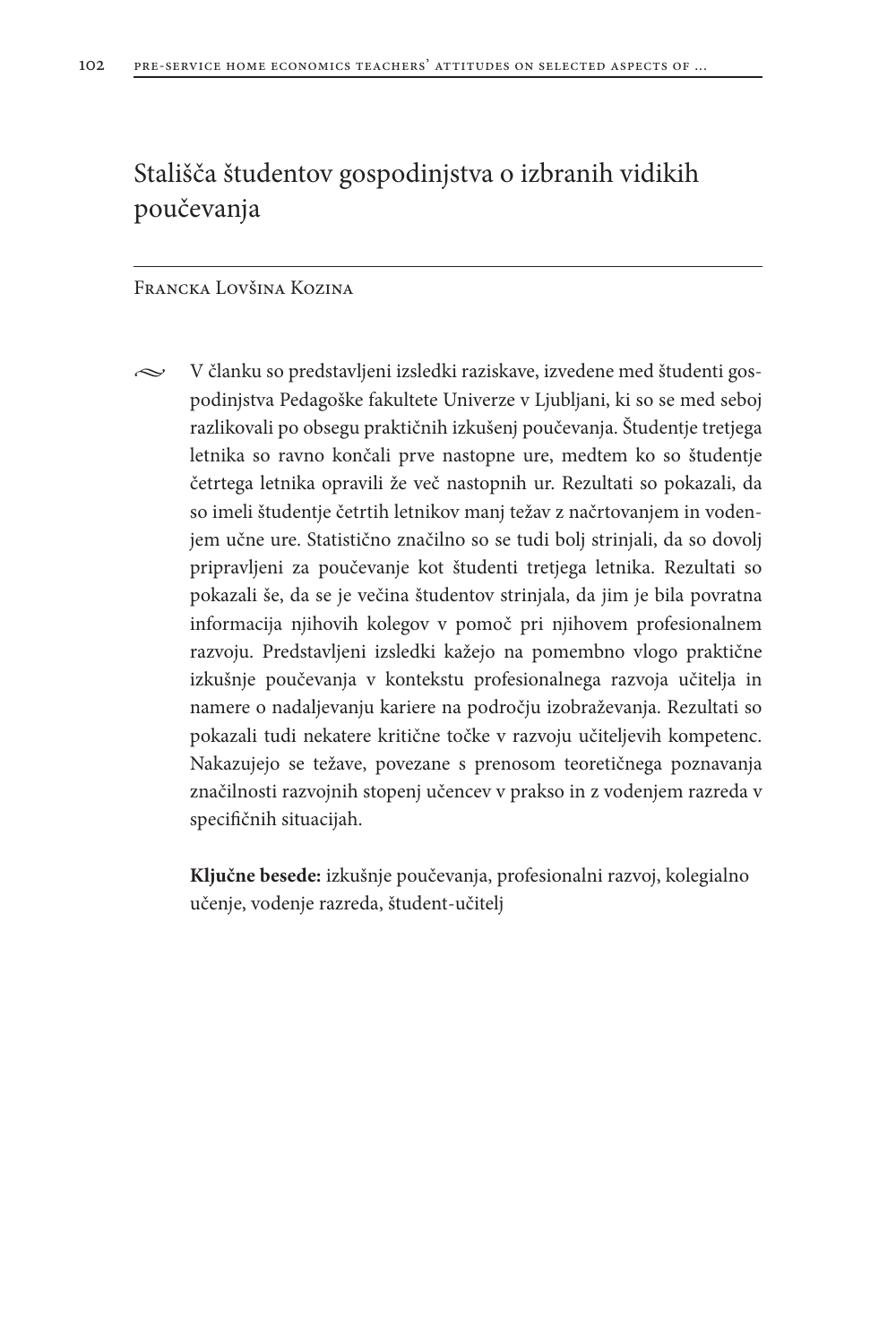# Stališča študentov gospodinjstva o izbranih vidikih poučevanja

Francka Lovšina Kozina

V članku so predstavljeni izsledki raziskave, izvedene med študenti gospodinjstva Pedagoške fakultete Univerze v Ljubljani, ki so se med seboj razlikovali po obsegu praktičnih izkušenj poučevanja. Študentje tretjega letnika so ravno končali prve nastopne ure, medtem ko so študentje četrtega letnika opravili že več nastopnih ur. Rezultati so pokazali, da so imeli študentje četrtih letnikov manj težav z načrtovanjem in vodenjem učne ure. Statistično značilno so se tudi bolj strinjali, da so dovolj pripravljeni za poučevanje kot študenti tretjega letnika. Rezultati so pokazali še, da se je večina študentov strinjala, da jim je bila povratna informacija njihovih kolegov v pomoč pri njihovem profesionalnem razvoju. Predstavljeni izsledki kažejo na pomembno vlogo praktične izkušnje poučevanja v kontekstu profesionalnega razvoja učitelja in namere o nadaljevanju kariere na področju izobraževanja. Rezultati so pokazali tudi nekatere kritične točke v razvoju učiteljevih kompetenc. Nakazujejo se težave, povezane s prenosom teoretičnega poznavanja značilnosti razvojnih stopenj učencev v prakso in z vodenjem razreda v specifičnih situacijah.

**Ključne besede:** izkušnje poučevanja, profesionalni razvoj, kolegialno učenje, vodenje razreda, študent-učitelj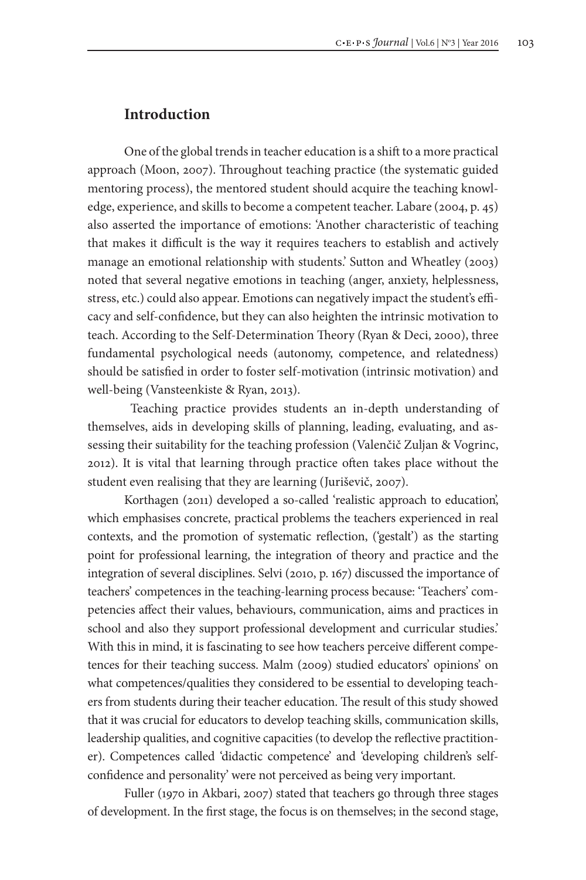## Introduction

One of the global trends in teacher education is a shift to a more practical approach (Moon, 2007). Throughout teaching practice (the systematic guided mentoring process), the mentored student should acquire the teaching knowledge, experience, and skills to become a competent teacher. Labare (2004, p. 45) also asserted the importance of emotions: 'Another characteristic of teaching that makes it difficult is the way it requires teachers to establish and actively manage an emotional relationship with students.' Sutton and Wheatley (2003) noted that several negative emotions in teaching (anger, anxiety, helplessness, stress, etc.) could also appear. Emotions can negatively impact the student's efficacy and self-confidence, but they can also heighten the intrinsic motivation to teach. According to the Self-Determination Theory (Ryan & Deci, 2000), three fundamental psychological needs (autonomy, competence, and relatedness) should be satisfied in order to foster self-motivation (intrinsic motivation) and well-being (Vansteenkiste & Ryan, 2013).

Teaching practice provides students an in-depth understanding of themselves, aids in developing skills of planning, leading, evaluating, and assessing their suitability for the teaching profession (Valenčič Zuljan & Vogrinc, 2012). It is vital that learning through practice often takes place without the student even realising that they are learning (Juriševič, 2007).

Korthagen (2011) developed a so-called 'realistic approach to education', which emphasises concrete, practical problems the teachers experienced in real contexts, and the promotion of systematic reflection, ('gestalt') as the starting point for professional learning, the integration of theory and practice and the integration of several disciplines. Selvi (2010, p. 167) discussed the importance of teachers' competences in the teaching-learning process because: 'Teachers' competencies affect their values, behaviours, communication, aims and practices in school and also they support professional development and curricular studies.' With this in mind, it is fascinating to see how teachers perceive different competences for their teaching success. Malm (2009) studied educators' opinions' on what competences/qualities they considered to be essential to developing teachers from students during their teacher education. The result of this study showed that it was crucial for educators to develop teaching skills, communication skills, leadership qualities, and cognitive capacities (to develop the reflective practitioner). Competences called 'didactic competence' and 'developing children's self-confidence and personality' were not perceived as being very important.

Fuller (1970 in Akbari, 2007) stated that teachers go through three stages of development. In the first stage, the focus is on themselves; in the second stage,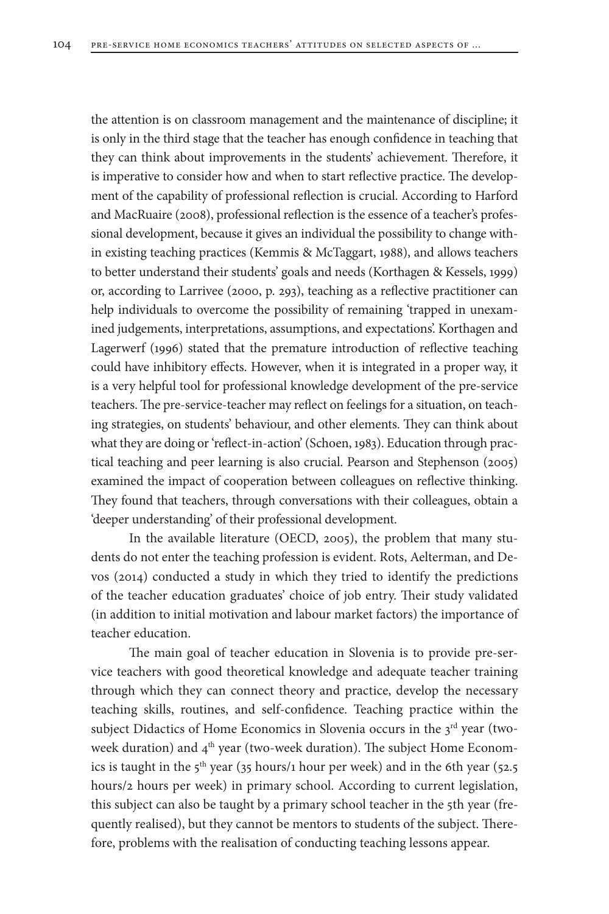the attention is on classroom management and the maintenance of discipline; it is only in the third stage that the teacher has enough confidence in teaching that they can think about improvements in the students' achievement. Therefore, it is imperative to consider how and when to start reflective practice. The development of the capability of professional reflection is crucial. According to Harford and MacRuaire (2008), professional reflection is the essence of a teacher's professional development, because it gives an individual the possibility to change within existing teaching practices (Kemmis & McTaggart, 1988), and allows teachers to better understand their students' goals and needs (Korthagen & Kessels, 1999) or, according to Larrivee (2000, p. 293), teaching as a reflective practitioner can help individuals to overcome the possibility of remaining 'trapped in unexamined judgements, interpretations, assumptions, and expectations'. Korthagen and Lagerwerf (1996) stated that the premature introduction of reflective teaching could have inhibitory effects. However, when it is integrated in a proper way, it is a very helpful tool for professional knowledge development of the pre-service teachers. The pre-service-teacher may reflect on feelings for a situation, on teaching strategies, on students' behaviour, and other elements. They can think about what they are doing or 'reflect-in-action' (Schoen, 1983). Education through practical teaching and peer learning is also crucial. Pearson and Stephenson (2005) examined the impact of cooperation between colleagues on reflective thinking. They found that teachers, through conversations with their colleagues, obtain a 'deeper understanding' of their professional development.

In the available literature (OECD, 2005), the problem that many students do not enter the teaching profession is evident. Rots, Aelterman, and Devos (2014) conducted a study in which they tried to identify the predictions of the teacher education graduates' choice of job entry. Their study validated (in addition to initial motivation and labour market factors) the importance of teacher education.

The main goal of teacher education in Slovenia is to provide pre-service teachers with good theoretical knowledge and adequate teacher training through which they can connect theory and practice, develop the necessary teaching skills, routines, and self-confidence. Teaching practice within the subject Didactics of Home Economics in Slovenia occurs in the 3rd year (two-week duration) and 4th year (two-week duration). The subject Home Economics is taught in the 5th year (35 hours/1 hour per week) and in the 6th year (52.5 hours/2 hours per week) in primary school. According to current legislation, this subject can also be taught by a primary school teacher in the 5th year (frequently realised), but they cannot be mentors to students of the subject. Therefore, problems with the realisation of conducting teaching lessons appear.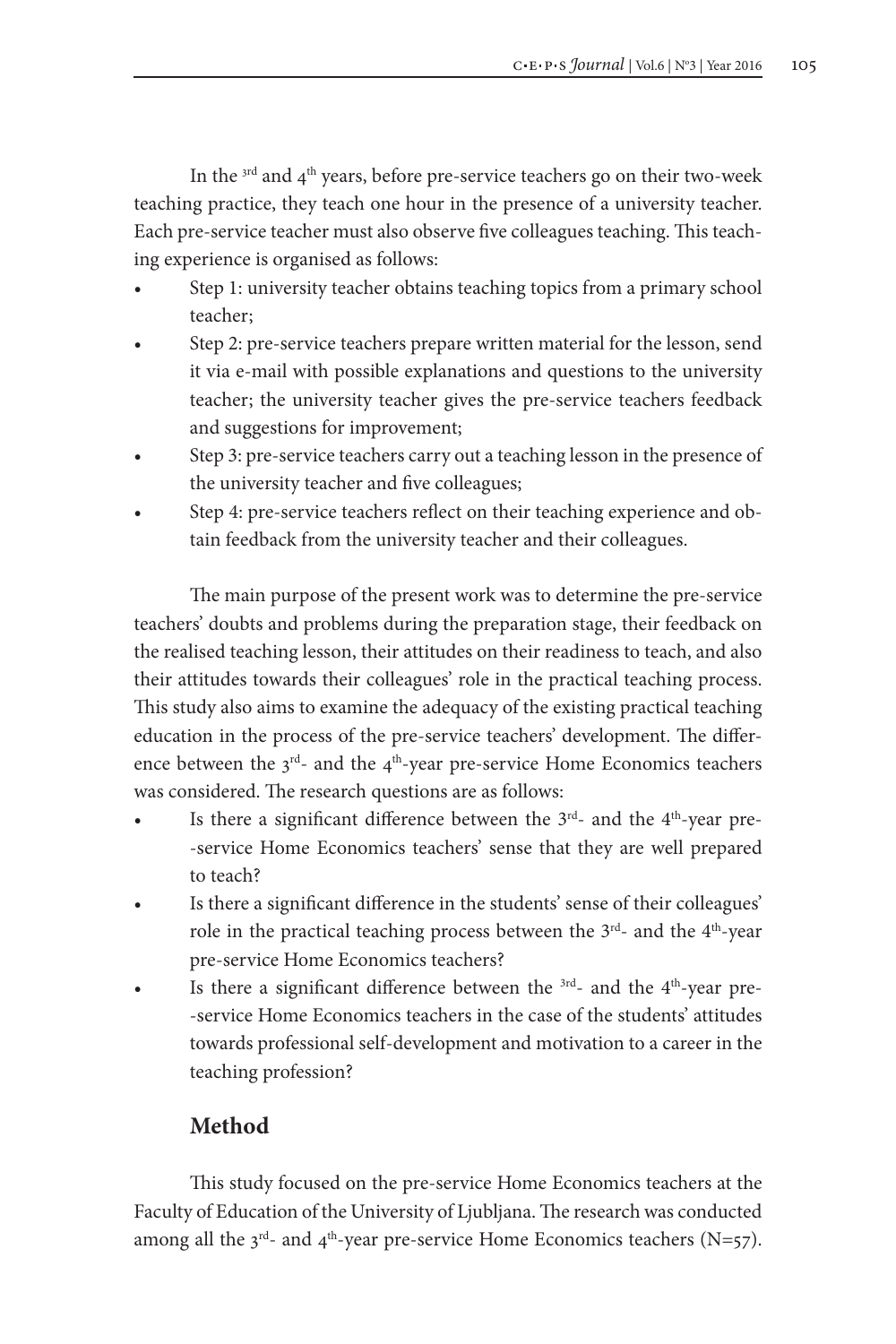In the [3rd] and 4th years, before pre-service teachers go on their two-week teaching practice, they teach one hour in the presence of a university teacher. Each pre-service teacher must also observe five colleagues teaching. This teaching experience is organised as follows:

- Step 1: university teacher obtains teaching topics from a primary school teacher;
- Step 2: pre-service teachers prepare written material for the lesson, send it via e-mail with possible explanations and questions to the university teacher; the university teacher gives the pre-service teachers feedback and suggestions for improvement;
- Step 3: pre-service teachers carry out a teaching lesson in the presence of the university teacher and five colleagues;
- Step 4: pre-service teachers reflect on their teaching experience and obtain feedback from the university teacher and their colleagues.

The main purpose of the present work was to determine the pre-service teachers' doubts and problems during the preparation stage, their feedback on the realised teaching lesson, their attitudes on their readiness to teach, and also their attitudes towards their colleagues' role in the practical teaching process. This study also aims to examine the adequacy of the existing practical teaching education in the process of the pre-service teachers' development. The difference between the 3rd- and the 4th-year pre-service Home Economics teachers was considered. The research questions are as follows:

- Is there a significant difference between the 3rd- and the 4th-year pre--service Home Economics teachers' sense that they are well prepared to teach?
- Is there a significant difference in the students' sense of their colleagues' role in the practical teaching process between the 3rd- and the 4th-year pre-service Home Economics teachers?
- Is there a significant difference between the [3rd]- and the 4th-year pre--service Home Economics teachers in the case of the students' attitudes towards professional self-development and motivation to a career in the teaching profession?

## Method

This study focused on the pre-service Home Economics teachers at the Faculty of Education of the University of Ljubljana. The research was conducted among all the 3rd- and 4th-year pre-service Home Economics teachers (N=57).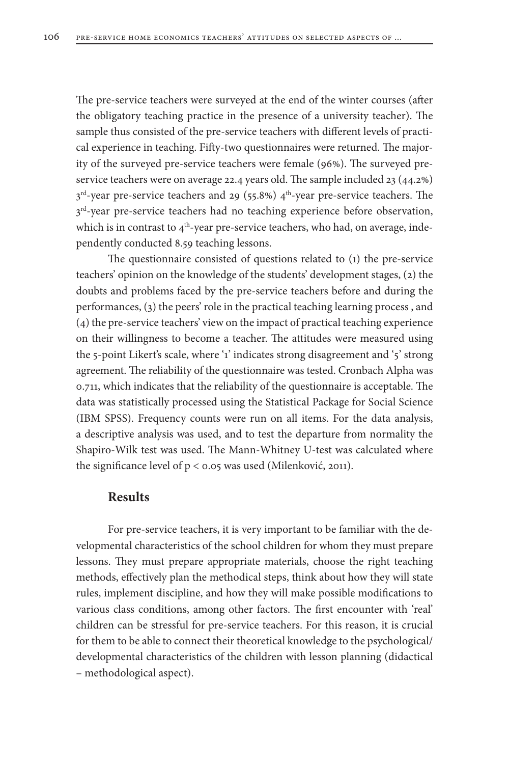The pre-service teachers were surveyed at the end of the winter courses (after the obligatory teaching practice in the presence of a university teacher). The sample thus consisted of the pre-service teachers with different levels of practical experience in teaching. Fifty-two questionnaires were returned. The majority of the surveyed pre-service teachers were female (96%). The surveyed pre-service teachers were on average 22.4 years old. The sample included 23 (44.2%) 3rd-year pre-service teachers and 29 (55.8%) 4th-year pre-service teachers. The 3rd-year pre-service teachers had no teaching experience before observation, which is in contrast to 4th-year pre-service teachers, who had, on average, independently conducted 8.59 teaching lessons.

The questionnaire consisted of questions related to (1) the pre-service teachers' opinion on the knowledge of the students' development stages, (2) the doubts and problems faced by the pre-service teachers before and during the performances, (3) the peers' role in the practical teaching learning process , and (4) the pre-service teachers' view on the impact of practical teaching experience on their willingness to become a teacher. The attitudes were measured using the 5-point Likert's scale, where '1' indicates strong disagreement and '5' strong agreement. The reliability of the questionnaire was tested. Cronbach Alpha was 0.711, which indicates that the reliability of the questionnaire is acceptable. The data was statistically processed using the Statistical Package for Social Science (IBM SPSS). Frequency counts were run on all items. For the data analysis, a descriptive analysis was used, and to test the departure from normality the Shapiro-Wilk test was used. The Mann-Whitney U-test was calculated where the significance level of $p < 0.05$ was used (Milenković, 2011).

## Results

For pre-service teachers, it is very important to be familiar with the developmental characteristics of the school children for whom they must prepare lessons. They must prepare appropriate materials, choose the right teaching methods, effectively plan the methodical steps, think about how they will state rules, implement discipline, and how they will make possible modifications to various class conditions, among other factors. The first encounter with 'real' children can be stressful for pre-service teachers. For this reason, it is crucial for them to be able to connect their theoretical knowledge to the psychological/developmental characteristics of the children with lesson planning (didactical – methodological aspect).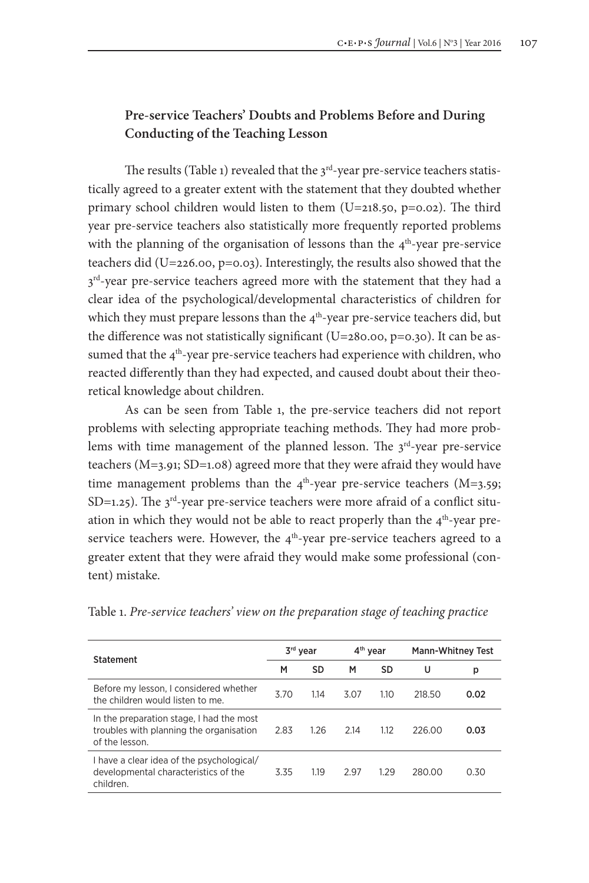## Pre-service Teachers' Doubts and Problems Before and During Conducting of the Teaching Lesson

The results (Table 1) revealed that the 3rd-year pre-service teachers statistically agreed to a greater extent with the statement that they doubted whether primary school children would listen to them ($U=218.50$, $p=0.02$). The third year pre-service teachers also statistically more frequently reported problems with the planning of the organisation of lessons than the 4th-year pre-service teachers did ($U=226.00$, $p=0.03$). Interestingly, the results also showed that the 3rd-year pre-service teachers agreed more with the statement that they had a clear idea of the psychological/developmental characteristics of children for which they must prepare lessons than the 4th-year pre-service teachers did, but the difference was not statistically significant ($U=280.00$, $p=0.30$). It can be assumed that the 4th-year pre-service teachers had experience with children, who reacted differently than they had expected, and caused doubt about their theoretical knowledge about children.

As can be seen from Table 1, the pre-service teachers did not report problems with selecting appropriate teaching methods. They had more problems with time management of the planned lesson. The 3rd-year pre-service teachers ($M=3.91$; $SD=1.08$) agreed more that they were afraid they would have time management problems than the 4th-year pre-service teachers ($M=3.59$; $SD=1.25$). The 3rd-year pre-service teachers were more afraid of a conflict situation in which they would not be able to react properly than the 4th-year pre-service teachers were. However, the 4th-year pre-service teachers agreed to a greater extent that they were afraid they would make some professional (content) mistake.

Table 1. *Pre-service teachers' view on the preparation stage of teaching practice*

| Statement | 3rd year | | 4th year | | Mann-Whitney Test | |
|---|---|---|---|---|---|---|
| | M | SD | M | SD | U | p |
| Before my lesson, I considered whether the children would listen to me. | 3.70 | 1.14 | 3.07 | 1.10 | 218.50 | **0.02** |
| In the preparation stage, I had the most troubles with planning the organisation of the lesson. | 2.83 | 1.26 | 2.14 | 1.12 | 226.00 | **0.03** |
| I have a clear idea of the psychological/ developmental characteristics of the children. | 3.35 | 1.19 | 2.97 | 1.29 | 280.00 | 0.30 |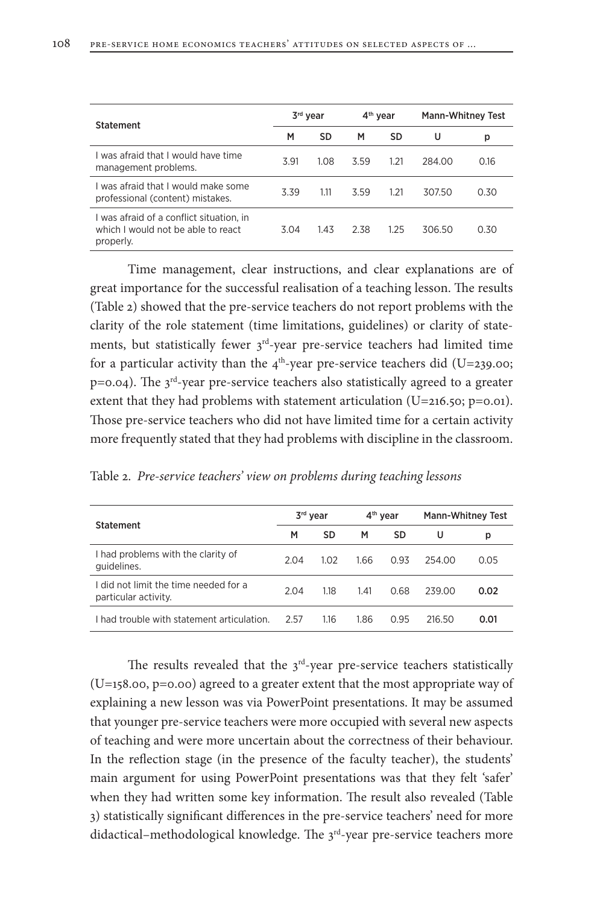| Statement | 3rd year | | 4th year | | Mann-Whitney Test | |
|---|---|---|---|---|---|---|
| | M | SD | M | SD | U | p |
| I was afraid that I would have time management problems. | 3.91 | 1.08 | 3.59 | 1.21 | 284.00 | 0.16 |
| I was afraid that I would make some professional (content) mistakes. | 3.39 | 1.11 | 3.59 | 1.21 | 307.50 | 0.30 |
| I was afraid of a conflict situation, in which I would not be able to react properly. | 3.04 | 1.43 | 2.38 | 1.25 | 306.50 | 0.30 |

Time management, clear instructions, and clear explanations are of great importance for the successful realisation of a teaching lesson. The results (Table 2) showed that the pre-service teachers do not report problems with the clarity of the role statement (time limitations, guidelines) or clarity of statements, but statistically fewer 3rd-year pre-service teachers had limited time for a particular activity than the 4th-year pre-service teachers did ($U=239.00$; $p=0.04$). The 3rd-year pre-service teachers also statistically agreed to a greater extent that they had problems with statement articulation ($U=216.50$; $p=0.01$). Those pre-service teachers who did not have limited time for a certain activity more frequently stated that they had problems with discipline in the classroom.

Table 2. *Pre-service teachers' view on problems during teaching lessons*

| Statement | 3rd year | | 4th year | | Mann-Whitney Test | |
|---|---|---|---|---|---|---|
| | M | SD | M | SD | U | p |
| I had problems with the clarity of guidelines. | 2.04 | 1.02 | 1.66 | 0.93 | 254.00 | 0.05 |
| I did not limit the time needed for a particular activity. | 2.04 | 1.18 | 1.41 | 0.68 | 239.00 | **0.02** |
| I had trouble with statement articulation. | 2.57 | 1.16 | 1.86 | 0.95 | 216.50 | **0.01** |

The results revealed that the 3rd-year pre-service teachers statistically ($U=158.00$, $p=0.00$) agreed to a greater extent that the most appropriate way of explaining a new lesson was via PowerPoint presentations. It may be assumed that younger pre-service teachers were more occupied with several new aspects of teaching and were more uncertain about the correctness of their behaviour. In the reflection stage (in the presence of the faculty teacher), the students' main argument for using PowerPoint presentations was that they felt 'safer' when they had written some key information. The result also revealed (Table 3) statistically significant differences in the pre-service teachers' need for more didactical–methodological knowledge. The 3rd-year pre-service teachers more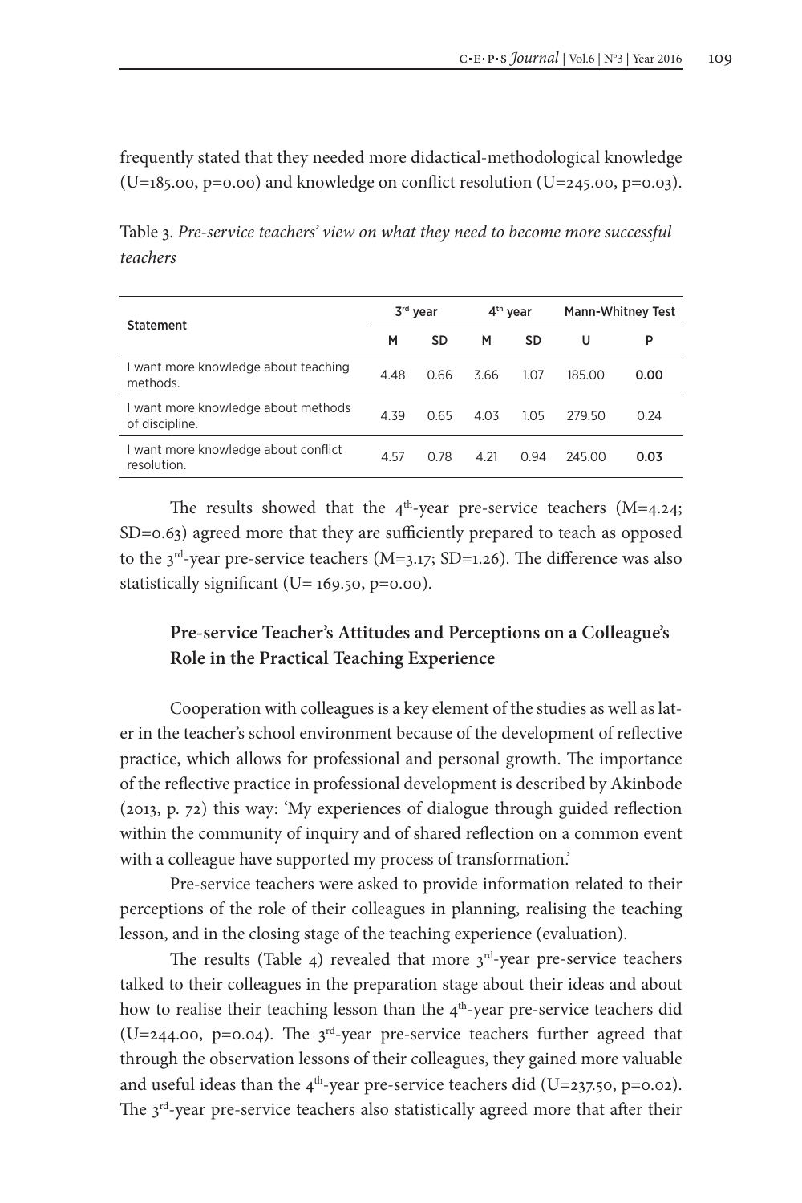frequently stated that they needed more didactical-methodological knowledge ($U=185.00$, $p=0.00$) and knowledge on conflict resolution ($U=245.00$, $p=0.03$).

Table 3. *Pre-service teachers' view on what they need to become more successful teachers*

| Statement | 3rd year | | 4th year | | Mann-Whitney Test | |
|---|---|---|---|---|---|---|
| | M | SD | M | SD | U | P |
| I want more knowledge about teaching methods. | 4.48 | 0.66 | 3.66 | 1.07 | 185.00 | **0.00** |
| I want more knowledge about methods of discipline. | 4.39 | 0.65 | 4.03 | 1.05 | 279.50 | 0.24 |
| I want more knowledge about conflict resolution. | 4.57 | 0.78 | 4.21 | 0.94 | 245.00 | **0.03** |

The results showed that the 4th-year pre-service teachers ($M=4.24$; $SD=0.63$) agreed more that they are sufficiently prepared to teach as opposed to the 3rd-year pre-service teachers ($M=3.17$; $SD=1.26$). The difference was also statistically significant ($U= 169.50$, $p=0.00$).

## Pre-service Teacher's Attitudes and Perceptions on a Colleague's Role in the Practical Teaching Experience

Cooperation with colleagues is a key element of the studies as well as later in the teacher's school environment because of the development of reflective practice, which allows for professional and personal growth. The importance of the reflective practice in professional development is described by Akinbode (2013, p. 72) this way: 'My experiences of dialogue through guided reflection within the community of inquiry and of shared reflection on a common event with a colleague have supported my process of transformation.'

Pre-service teachers were asked to provide information related to their perceptions of the role of their colleagues in planning, realising the teaching lesson, and in the closing stage of the teaching experience (evaluation).

The results (Table 4) revealed that more 3rd-year pre-service teachers talked to their colleagues in the preparation stage about their ideas and about how to realise their teaching lesson than the 4th-year pre-service teachers did ($U=244.00$, $p=0.04$). The 3rd-year pre-service teachers further agreed that through the observation lessons of their colleagues, they gained more valuable and useful ideas than the 4th-year pre-service teachers did ($U=237.50$, $p=0.02$). The 3rd-year pre-service teachers also statistically agreed more that after their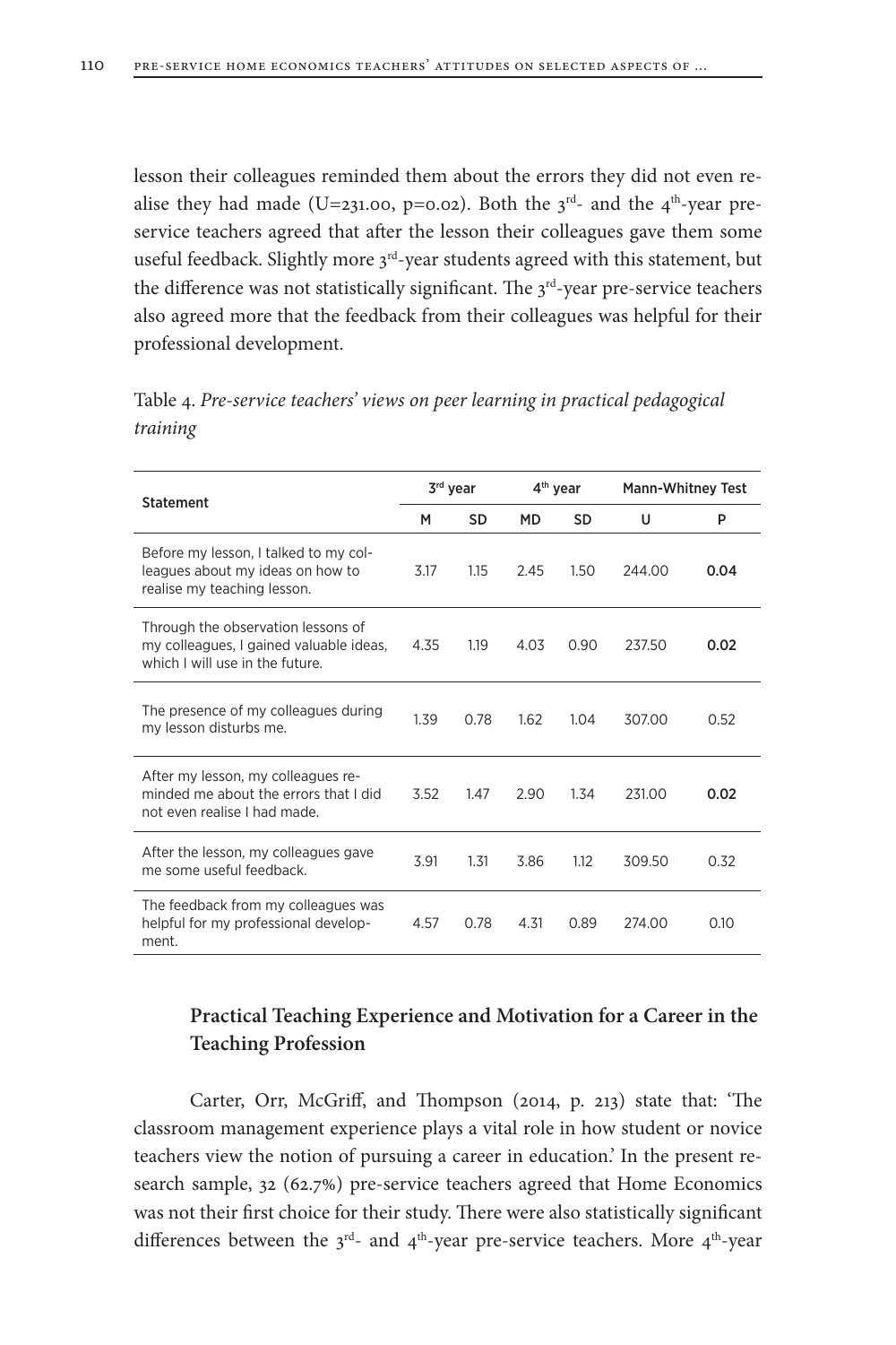lesson their colleagues reminded them about the errors they did not even realise they had made (U=231.00, p=0.02). Both the 3rd- and the 4th-year pre-service teachers agreed that after the lesson their colleagues gave them some useful feedback. Slightly more 3rd-year students agreed with this statement, but the difference was not statistically significant. The 3rd-year pre-service teachers also agreed more that the feedback from their colleagues was helpful for their professional development.

Table 4. *Pre-service teachers' views on peer learning in practical pedagogical training*

| Statement | 3rd year | | 4th year | | Mann-Whitney Test | |
|---|---|---|---|---|---|---|
| | M | SD | MD | SD | U | P |
| Before my lesson, I talked to my colleagues about my ideas on how to realise my teaching lesson. | 3.17 | 1.15 | 2.45 | 1.50 | 244.00 | **0.04** |
| Through the observation lessons of my colleagues, I gained valuable ideas, which I will use in the future. | 4.35 | 1.19 | 4.03 | 0.90 | 237.50 | **0.02** |
| The presence of my colleagues during my lesson disturbs me. | 1.39 | 0.78 | 1.62 | 1.04 | 307.00 | 0.52 |
| After my lesson, my colleagues reminded me about the errors that I did not even realise I had made. | 3.52 | 1.47 | 2.90 | 1.34 | 231.00 | **0.02** |
| After the lesson, my colleagues gave me some useful feedback. | 3.91 | 1.31 | 3.86 | 1.12 | 309.50 | 0.32 |
| The feedback from my colleagues was helpful for my professional development. | 4.57 | 0.78 | 4.31 | 0.89 | 274.00 | 0.10 |

## Practical Teaching Experience and Motivation for a Career in the Teaching Profession

Carter, Orr, McGriff, and Thompson (2014, p. 213) state that: 'The classroom management experience plays a vital role in how student or novice teachers view the notion of pursuing a career in education.' In the present research sample, 32 (62.7%) pre-service teachers agreed that Home Economics was not their first choice for their study. There were also statistically significant differences between the 3rd- and 4th-year pre-service teachers. More 4th-year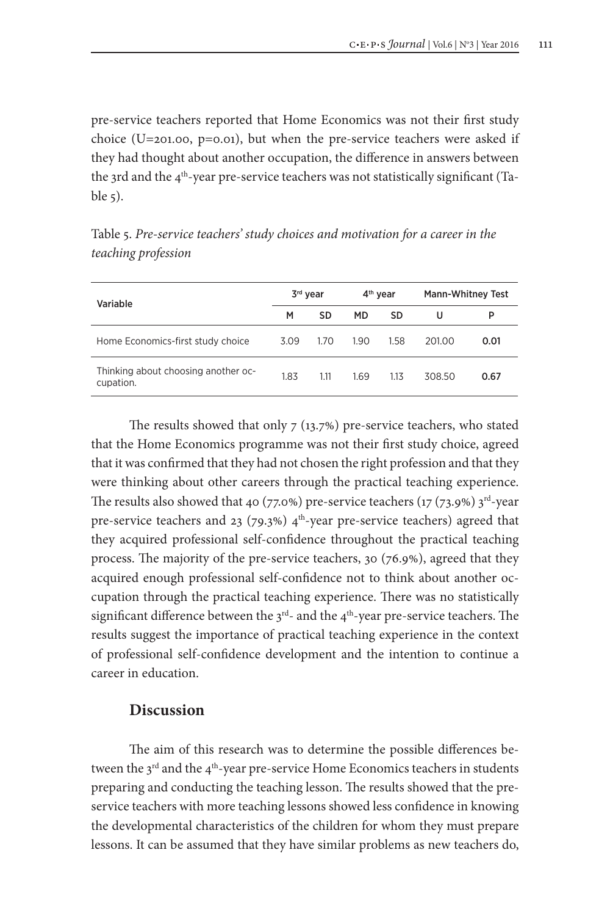pre-service teachers reported that Home Economics was not their first study choice (U=201.00, p=0.01), but when the pre-service teachers were asked if they had thought about another occupation, the difference in answers between the 3rd and the 4th-year pre-service teachers was not statistically significant (Table 5).

Table 5. *Pre-service teachers' study choices and motivation for a career in the teaching profession*

| Variable | 3rd year | | 4th year | | Mann-Whitney Test | |
|---|---|---|---|---|---|---|
| | M | SD | MD | SD | U | P |
| Home Economics-first study choice | 3.09 | 1.70 | 1.90 | 1.58 | 201.00 | **0.01** |
| Thinking about choosing another occupation. | 1.83 | 1.11 | 1.69 | 1.13 | 308.50 | **0.67** |

The results showed that only 7 (13.7%) pre-service teachers, who stated that the Home Economics programme was not their first study choice, agreed that it was confirmed that they had not chosen the right profession and that they were thinking about other careers through the practical teaching experience. The results also showed that 40 (77.0%) pre-service teachers (17 (73.9%) 3rd-year pre-service teachers and 23 (79.3%) 4th-year pre-service teachers) agreed that they acquired professional self-confidence throughout the practical teaching process. The majority of the pre-service teachers, 30 (76.9%), agreed that they acquired enough professional self-confidence not to think about another occupation through the practical teaching experience. There was no statistically significant difference between the 3rd- and the 4th-year pre-service teachers. The results suggest the importance of practical teaching experience in the context of professional self-confidence development and the intention to continue a career in education.

## Discussion

The aim of this research was to determine the possible differences between the 3rd and the 4th-year pre-service Home Economics teachers in students preparing and conducting the teaching lesson. The results showed that the pre-service teachers with more teaching lessons showed less confidence in knowing the developmental characteristics of the children for whom they must prepare lessons. It can be assumed that they have similar problems as new teachers do,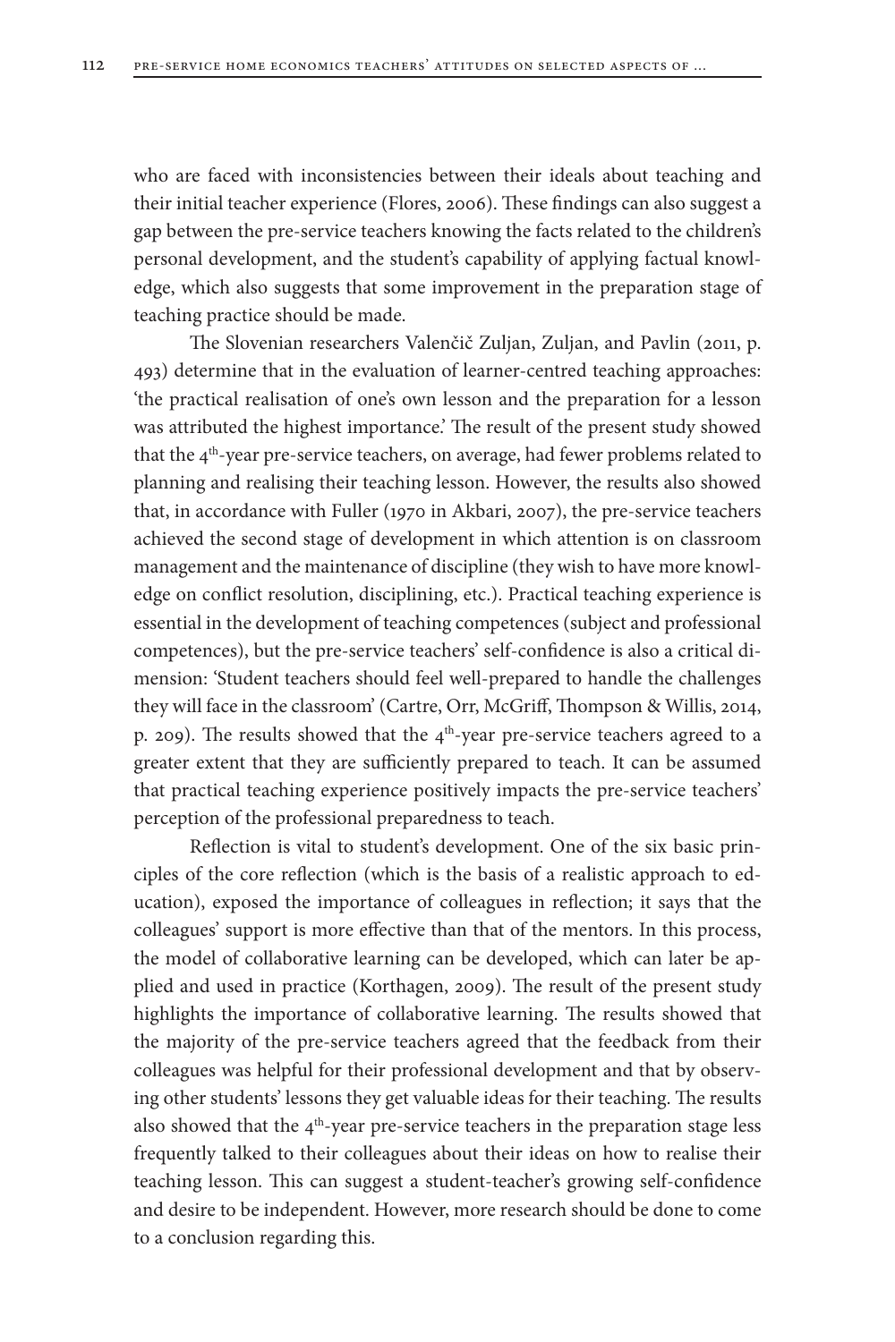who are faced with inconsistencies between their ideals about teaching and their initial teacher experience (Flores, 2006). These findings can also suggest a gap between the pre-service teachers knowing the facts related to the children's personal development, and the student's capability of applying factual knowledge, which also suggests that some improvement in the preparation stage of teaching practice should be made.

The Slovenian researchers Valenčič Zuljan, Zuljan, and Pavlin (2011, p. 493) determine that in the evaluation of learner-centred teaching approaches: 'the practical realisation of one's own lesson and the preparation for a lesson was attributed the highest importance.' The result of the present study showed that the 4th-year pre-service teachers, on average, had fewer problems related to planning and realising their teaching lesson. However, the results also showed that, in accordance with Fuller (1970 in Akbari, 2007), the pre-service teachers achieved the second stage of development in which attention is on classroom management and the maintenance of discipline (they wish to have more knowledge on conflict resolution, disciplining, etc.). Practical teaching experience is essential in the development of teaching competences (subject and professional competences), but the pre-service teachers' self-confidence is also a critical dimension: 'Student teachers should feel well-prepared to handle the challenges they will face in the classroom' (Cartre, Orr, McGriff, Thompson & Willis, 2014, p. 209). The results showed that the 4th-year pre-service teachers agreed to a greater extent that they are sufficiently prepared to teach. It can be assumed that practical teaching experience positively impacts the pre-service teachers' perception of the professional preparedness to teach.

Reflection is vital to student's development. One of the six basic principles of the core reflection (which is the basis of a realistic approach to education), exposed the importance of colleagues in reflection; it says that the colleagues' support is more effective than that of the mentors. In this process, the model of collaborative learning can be developed, which can later be applied and used in practice (Korthagen, 2009). The result of the present study highlights the importance of collaborative learning. The results showed that the majority of the pre-service teachers agreed that the feedback from their colleagues was helpful for their professional development and that by observing other students' lessons they get valuable ideas for their teaching. The results also showed that the 4th-year pre-service teachers in the preparation stage less frequently talked to their colleagues about their ideas on how to realise their teaching lesson. This can suggest a student-teacher's growing self-confidence and desire to be independent. However, more research should be done to come to a conclusion regarding this.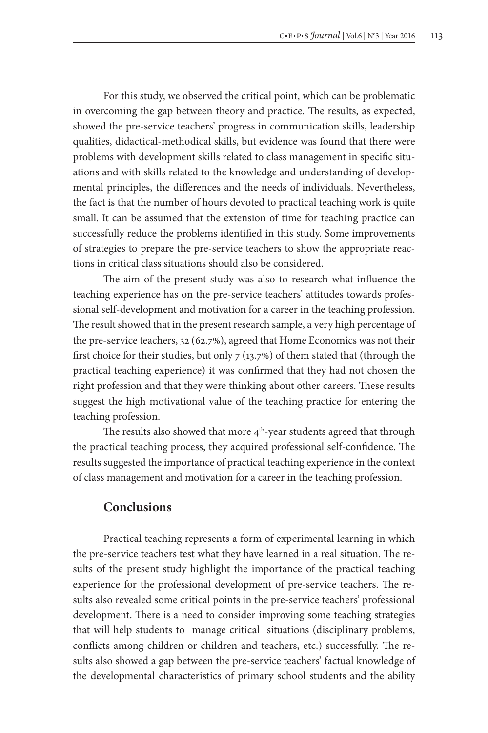For this study, we observed the critical point, which can be problematic in overcoming the gap between theory and practice. The results, as expected, showed the pre-service teachers' progress in communication skills, leadership qualities, didactical-methodical skills, but evidence was found that there were problems with development skills related to class management in specific situations and with skills related to the knowledge and understanding of developmental principles, the differences and the needs of individuals. Nevertheless, the fact is that the number of hours devoted to practical teaching work is quite small. It can be assumed that the extension of time for teaching practice can successfully reduce the problems identified in this study. Some improvements of strategies to prepare the pre-service teachers to show the appropriate reactions in critical class situations should also be considered.

The aim of the present study was also to research what influence the teaching experience has on the pre-service teachers' attitudes towards professional self-development and motivation for a career in the teaching profession. The result showed that in the present research sample, a very high percentage of the pre-service teachers, 32 (62.7%), agreed that Home Economics was not their first choice for their studies, but only 7 (13.7%) of them stated that (through the practical teaching experience) it was confirmed that they had not chosen the right profession and that they were thinking about other careers. These results suggest the high motivational value of the teaching practice for entering the teaching profession.

The results also showed that more 4th-year students agreed that through the practical teaching process, they acquired professional self-confidence. The results suggested the importance of practical teaching experience in the context of class management and motivation for a career in the teaching profession.

## Conclusions

Practical teaching represents a form of experimental learning in which the pre-service teachers test what they have learned in a real situation. The results of the present study highlight the importance of the practical teaching experience for the professional development of pre-service teachers. The results also revealed some critical points in the pre-service teachers' professional development. There is a need to consider improving some teaching strategies that will help students to manage critical situations (disciplinary problems, conflicts among children or children and teachers, etc.) successfully. The results also showed a gap between the pre-service teachers' factual knowledge of the developmental characteristics of primary school students and the ability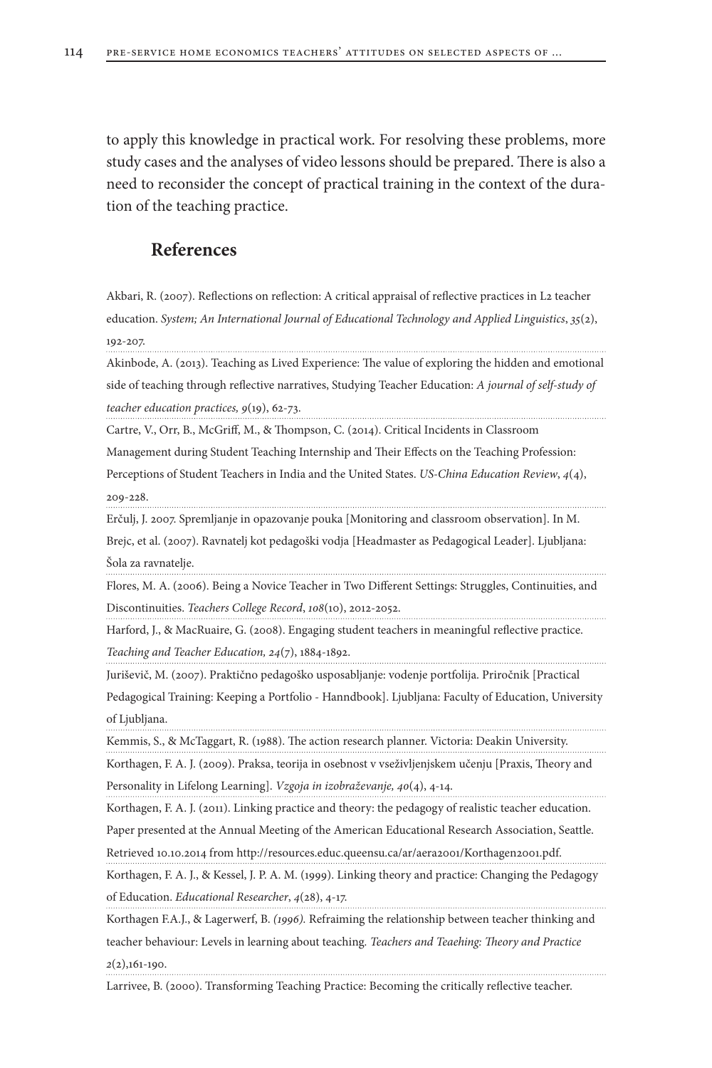to apply this knowledge in practical work. For resolving these problems, more study cases and the analyses of video lessons should be prepared. There is also a need to reconsider the concept of practical training in the context of the duration of the teaching practice.

## References

Akbari, R. (2007). Reflections on reflection: A critical appraisal of reflective practices in L2 teacher education. *System; An International Journal of Educational Technology and Applied Linguistics*, *35*(2), 192-207.

Akinbode, A. (2013). Teaching as Lived Experience: The value of exploring the hidden and emotional side of teaching through reflective narratives, Studying Teacher Education: *A journal of self-study of teacher education practices, 9*(19), 62-73.

Cartre, V., Orr, B., McGriff, M., & Thompson, C. (2014). Critical Incidents in Classroom Management during Student Teaching Internship and Their Effects on the Teaching Profession: Perceptions of Student Teachers in India and the United States. *US-China Education Review*, *4*(4), 209-228.

Erčulj, J. 2007. Spremljanje in opazovanje pouka [Monitoring and classroom observation]. In M. Brejc, et al. (2007). Ravnatelj kot pedagoški vodja [Headmaster as Pedagogical Leader]. Ljubljana: Šola za ravnatelje.

Flores, M. A. (2006). Being a Novice Teacher in Two Different Settings: Struggles, Continuities, and Discontinuities. *Teachers College Record*, *108*(10), 2012-2052.

Harford, J., & MacRuaire, G. (2008). Engaging student teachers in meaningful reflective practice. *Teaching and Teacher Education, 24*(7), 1884-1892.

Juriševič, M. (2007). Praktično pedagoško usposabljanje: vodenje portfolija. Priročnik [Practical Pedagogical Training: Keeping a Portfolio - Hanndbook]. Ljubljana: Faculty of Education, University of Ljubljana.

Kemmis, S., & McTaggart, R. (1988). The action research planner. Victoria: Deakin University.

Korthagen, F. A. J. (2009). Praksa, teorija in osebnost v vseživljenjskem učenju [Praxis, Theory and Personality in Lifelong Learning]. *Vzgoja in izobraževanje, 40*(4), 4-14.

Korthagen, F. A. J. (2011). Linking practice and theory: the pedagogy of realistic teacher education. Paper presented at the Annual Meeting of the American Educational Research Association, Seattle. Retrieved 10.10.2014 from http://resources.educ.queensu.ca/ar/aera2001/Korthagen2001.pdf.

Korthagen, F. A. J., & Kessel, J. P. A. M. (1999). Linking theory and practice: Changing the Pedagogy of Education. *Educational Researcher*, *4*(28), 4-17.

Korthagen F.A.J., & Lagerwerf, B. *(1996).* Refraiming the relationship between teacher thinking and teacher behaviour: Levels in learning about teaching. *Teachers and Teaehing: Theory and Practice 2*(2),161-190.

Larrivee, B. (2000). Transforming Teaching Practice: Becoming the critically reflective teacher.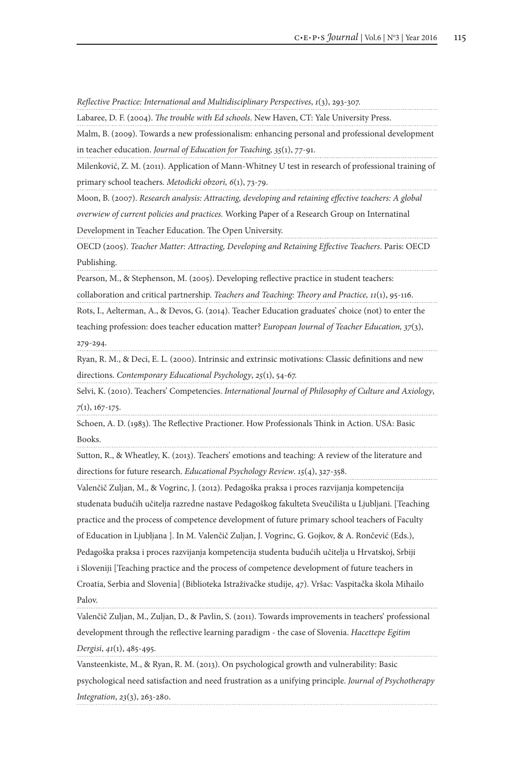*Reflective Practice: International and Multidisciplinary Perspectives*, *1*(3), 293-307.

Labaree, D. F. (2004). *The trouble with Ed schools*. New Haven, CT: Yale University Press.

Malm, B. (2009). Towards a new professionalism: enhancing personal and professional development in teacher education. *Journal of Education for Teaching, 35*(1), 77-91.

Milenković, Z. M. (2011). Application of Mann-Whitney U test in research of professional training of primary school teachers. *Metodicki obzori, 6*(1), 73-79.

Moon, B. (2007). *Research analysis: Attracting, developing and retaining effective teachers: A global overwiew of current policies and practices.* Working Paper of a Research Group on Internatinal Development in Teacher Education. The Open University.

OECD (2005). *Teacher Matter: Attracting, Developing and Retaining Effective Teachers*. Paris: OECD Publishing.

Pearson, M., & Stephenson, M. (2005). Developing reflective practice in student teachers: collaboration and critical partnership. *Teachers and Teaching: Theory and Practice, 11*(1), 95-116.

Rots, I., Aelterman, A., & Devos, G. (2014). Teacher Education graduates' choice (not) to enter the teaching profession: does teacher education matter? *European Journal of Teacher Education, 37*(3), 279-294.

Ryan, R. M., & Deci, E. L. (2000). Intrinsic and extrinsic motivations: Classic definitions and new directions. *Contemporary Educational Psychology*, *25*(1), 54-67.

Selvi, K. (2010). Teachers' Competencies. *International Journal of Philosophy of Culture and Axiology*, *7*(1), 167-175.

Schoen, A. D. (1983). The Reflective Practioner. How Professionals Think in Action. USA: Basic Books.

Sutton, R., & Wheatley, K. (2013). Teachers' emotions and teaching: A review of the literature and directions for future research. *Educational Psychology Review*. *15*(4), 327-358.

Valenčič Zuljan, M., & Vogrinc, J. (2012). Pedagoška praksa i proces razvijanja kompetencija studenata budućih učitelja razredne nastave Pedagoškog fakulteta Sveučilišta u Ljubljani. [Teaching practice and the process of competence development of future primary school teachers of Faculty of Education in Ljubljana ]. In M. Valenčič Zuljan, J. Vogrinc, G. Gojkov, & A. Rončević (Eds.), Pedagoška praksa i proces razvijanja kompetencija studenta budućih učitelja u Hrvatskoj, Srbiji i Sloveniji [Teaching practice and the process of competence development of future teachers in Croatia, Serbia and Slovenia] (Biblioteka Istraživačke studije, 47). Vršac: Vaspitačka škola Mihailo Palov.

Valenčič Zuljan, M., Zuljan, D., & Pavlin, S. (2011). Towards improvements in teachers' professional development through the reflective learning paradigm - the case of Slovenia. *Hacettepe Egitim Dergisi*, *41*(1), 485-495.

Vansteenkiste, M., & Ryan, R. M. (2013). On psychological growth and vulnerability: Basic psychological need satisfaction and need frustration as a unifying principle. *Journal of Psychotherapy Integration*, *23*(3), 263-280.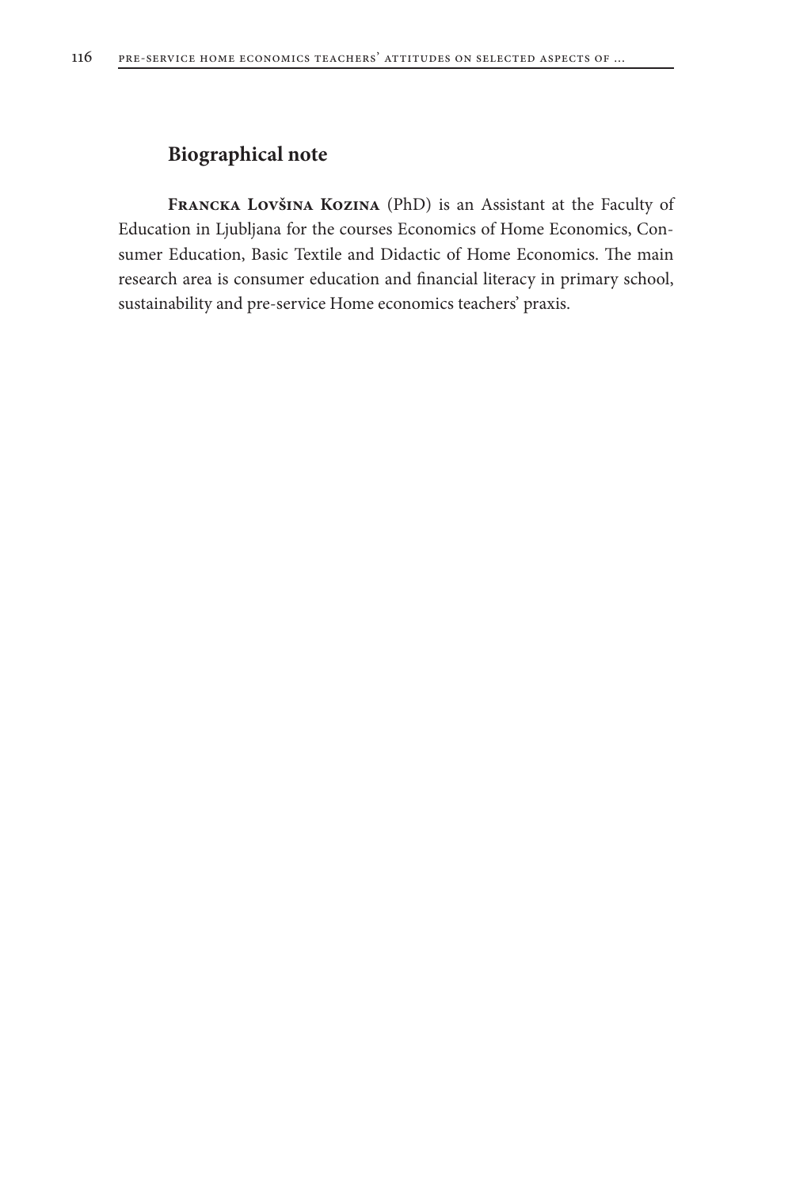## Biographical note

**Francka Lovšina Kozina** (PhD) is an Assistant at the Faculty of Education in Ljubljana for the courses Economics of Home Economics, Consumer Education, Basic Textile and Didactic of Home Economics. The main research area is consumer education and financial literacy in primary school, sustainability and pre-service Home economics teachers' praxis.